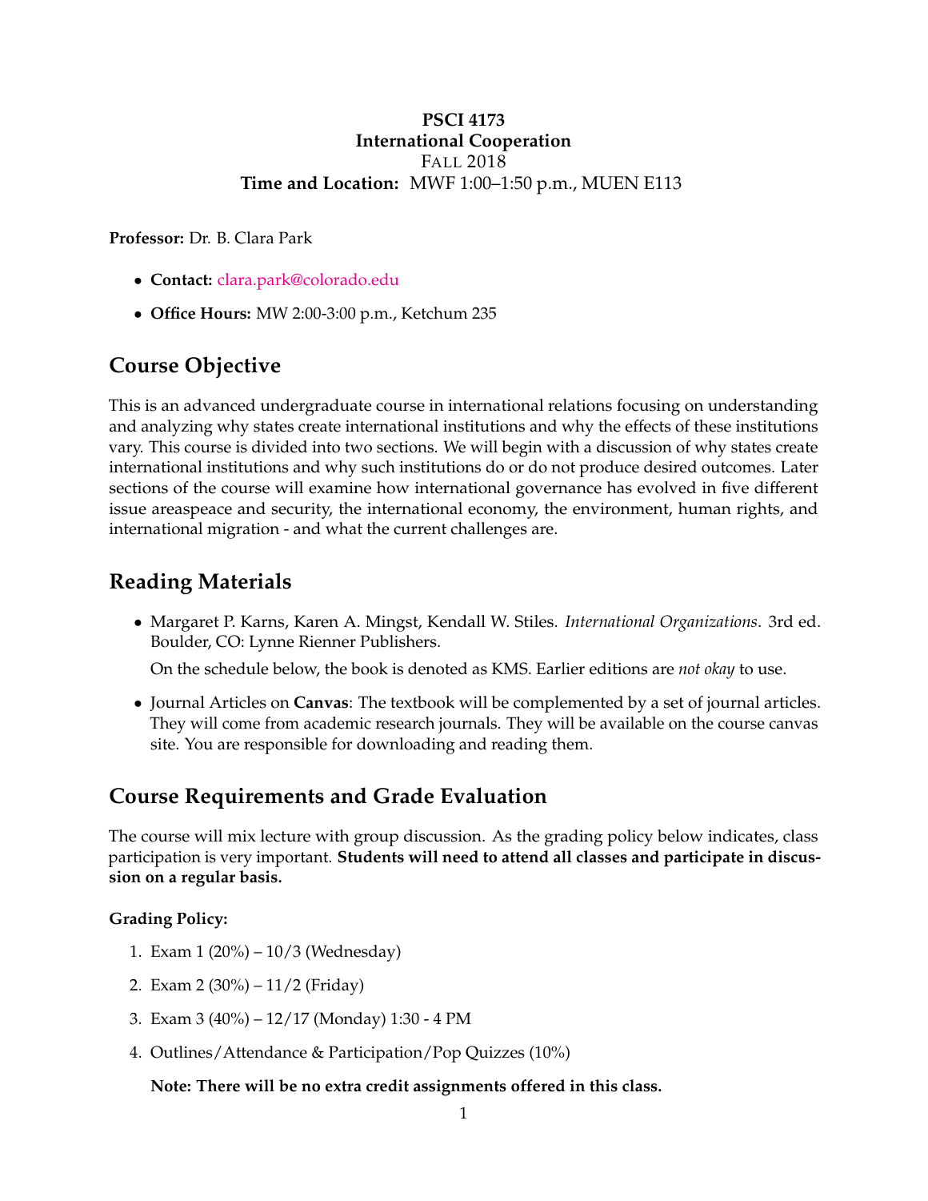**PSCI 4173**
**International Cooperation**
FALL 2018
**Time and Location:** MWF 1:00–1:50 p.m., MUEN E113

**Professor:** Dr. B. Clara Park

- **Contact:** clara.park@colorado.edu
- **Office Hours:** MW 2:00-3:00 p.m., Ketchum 235

## Course Objective

This is an advanced undergraduate course in international relations focusing on understanding and analyzing why states create international institutions and why the effects of these institutions vary. This course is divided into two sections. We will begin with a discussion of why states create international institutions and why such institutions do or do not produce desired outcomes. Later sections of the course will examine how international governance has evolved in five different issue areaspeace and security, the international economy, the environment, human rights, and international migration - and what the current challenges are.

## Reading Materials

- Margaret P. Karns, Karen A. Mingst, Kendall W. Stiles. *International Organizations*. 3rd ed. Boulder, CO: Lynne Rienner Publishers.

  On the schedule below, the book is denoted as KMS. Earlier editions are *not okay* to use.

- Journal Articles on **Canvas**: The textbook will be complemented by a set of journal articles. They will come from academic research journals. They will be available on the course canvas site. You are responsible for downloading and reading them.

## Course Requirements and Grade Evaluation

The course will mix lecture with group discussion. As the grading policy below indicates, class participation is very important. **Students will need to attend all classes and participate in discussion on a regular basis.**

**Grading Policy:**

1. Exam 1 (20%) – 10/3 (Wednesday)
2. Exam 2 (30%) – 11/2 (Friday)
3. Exam 3 (40%) – 12/17 (Monday) 1:30 - 4 PM
4. Outlines/Attendance & Participation/Pop Quizzes (10%)

   **Note: There will be no extra credit assignments offered in this class.**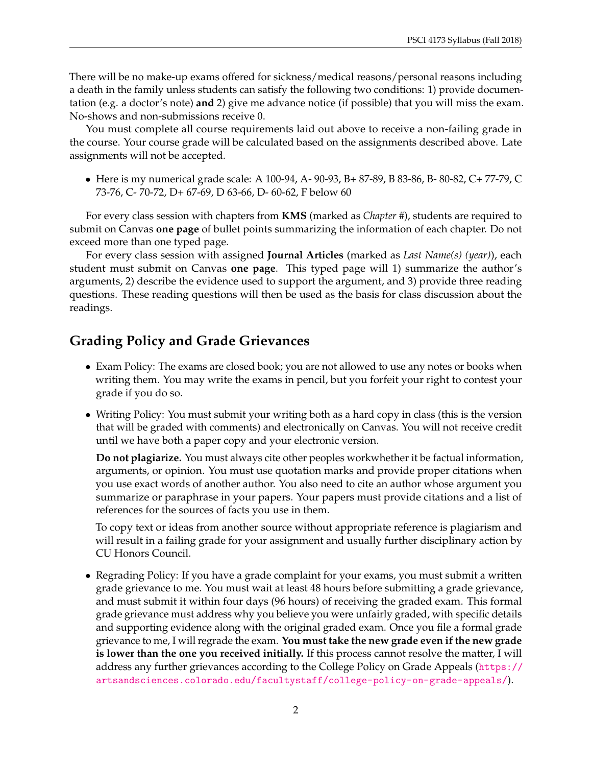There will be no make-up exams offered for sickness/medical reasons/personal reasons including a death in the family unless students can satisfy the following two conditions: 1) provide documentation (e.g. a doctor's note) **and** 2) give me advance notice (if possible) that you will miss the exam. No-shows and non-submissions receive 0.

You must complete all course requirements laid out above to receive a non-failing grade in the course. Your course grade will be calculated based on the assignments described above. Late assignments will not be accepted.

- Here is my numerical grade scale: A 100-94, A- 90-93, B+ 87-89, B 83-86, B- 80-82, C+ 77-79, C 73-76, C- 70-72, D+ 67-69, D 63-66, D- 60-62, F below 60

For every class session with chapters from **KMS** (marked as *Chapter #*), students are required to submit on Canvas **one page** of bullet points summarizing the information of each chapter. Do not exceed more than one typed page.

For every class session with assigned **Journal Articles** (marked as *Last Name(s) (year)*), each student must submit on Canvas **one page**. This typed page will 1) summarize the author's arguments, 2) describe the evidence used to support the argument, and 3) provide three reading questions. These reading questions will then be used as the basis for class discussion about the readings.

## Grading Policy and Grade Grievances

- Exam Policy: The exams are closed book; you are not allowed to use any notes or books when writing them. You may write the exams in pencil, but you forfeit your right to contest your grade if you do so.

- Writing Policy: You must submit your writing both as a hard copy in class (this is the version that will be graded with comments) and electronically on Canvas. You will not receive credit until we have both a paper copy and your electronic version.

  **Do not plagiarize.** You must always cite other peoples workwhether it be factual information, arguments, or opinion. You must use quotation marks and provide proper citations when you use exact words of another author. You also need to cite an author whose argument you summarize or paraphrase in your papers. Your papers must provide citations and a list of references for the sources of facts you use in them.

  To copy text or ideas from another source without appropriate reference is plagiarism and will result in a failing grade for your assignment and usually further disciplinary action by CU Honors Council.

- Regrading Policy: If you have a grade complaint for your exams, you must submit a written grade grievance to me. You must wait at least 48 hours before submitting a grade grievance, and must submit it within four days (96 hours) of receiving the graded exam. This formal grade grievance must address why you believe you were unfairly graded, with specific details and supporting evidence along with the original graded exam. Once you file a formal grade grievance to me, I will regrade the exam. **You must take the new grade even if the new grade is lower than the one you received initially.** If this process cannot resolve the matter, I will address any further grievances according to the College Policy on Grade Appeals (https://artsandsciences.colorado.edu/facultystaff/college-policy-on-grade-appeals/).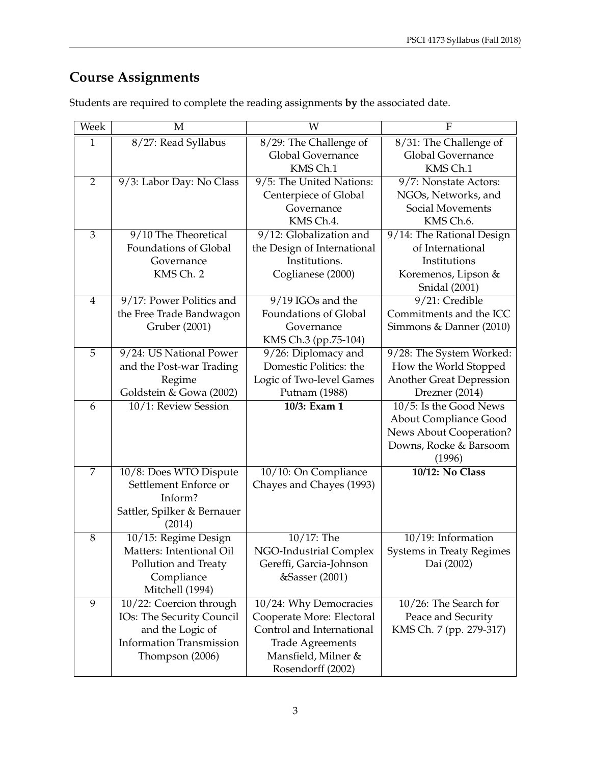## Course Assignments

Students are required to complete the reading assignments **by** the associated date.

| Week | M | W | F |
| --- | --- | --- | --- |
| 1 | 8/27: Read Syllabus | 8/29: The Challenge of Global Governance KMS Ch.1 | 8/31: The Challenge of Global Governance KMS Ch.1 |
| 2 | 9/3: Labor Day: No Class | 9/5: The United Nations: Centerpiece of Global Governance KMS Ch.4. | 9/7: Nonstate Actors: NGOs, Networks, and Social Movements KMS Ch.6. |
| 3 | 9/10 The Theoretical Foundations of Global Governance KMS Ch. 2 | 9/12: Globalization and the Design of International Institutions. Coglianese (2000) | 9/14: The Rational Design of International Institutions Koremenos, Lipson & Snidal (2001) |
| 4 | 9/17: Power Politics and the Free Trade Bandwagon Gruber (2001) | 9/19 IGOs and the Foundations of Global Governance KMS Ch.3 (pp.75-104) | 9/21: Credible Commitments and the ICC Simmons & Danner (2010) |
| 5 | 9/24: US National Power and the Post-war Trading Regime Goldstein & Gowa (2002) | 9/26: Diplomacy and Domestic Politics: the Logic of Two-level Games Putnam (1988) | 9/28: The System Worked: How the World Stopped Another Great Depression Drezner (2014) |
| 6 | 10/1: Review Session | **10/3: Exam 1** | 10/5: Is the Good News About Compliance Good News About Cooperation? Downs, Rocke & Barsoom (1996) |
| 7 | 10/8: Does WTO Dispute Settlement Enforce or Inform? Sattler, Spilker & Bernauer (2014) | 10/10: On Compliance Chayes and Chayes (1993) | **10/12: No Class** |
| 8 | 10/15: Regime Design Matters: Intentional Oil Pollution and Treaty Compliance Mitchell (1994) | 10/17: The NGO-Industrial Complex Gereffi, Garcia-Johnson &Sasser (2001) | 10/19: Information Systems in Treaty Regimes Dai (2002) |
| 9 | 10/22: Coercion through IOs: The Security Council and the Logic of Information Transmission Thompson (2006) | 10/24: Why Democracies Cooperate More: Electoral Control and International Trade Agreements Mansfield, Milner & Rosendorff (2002) | 10/26: The Search for Peace and Security KMS Ch. 7 (pp. 279-317) |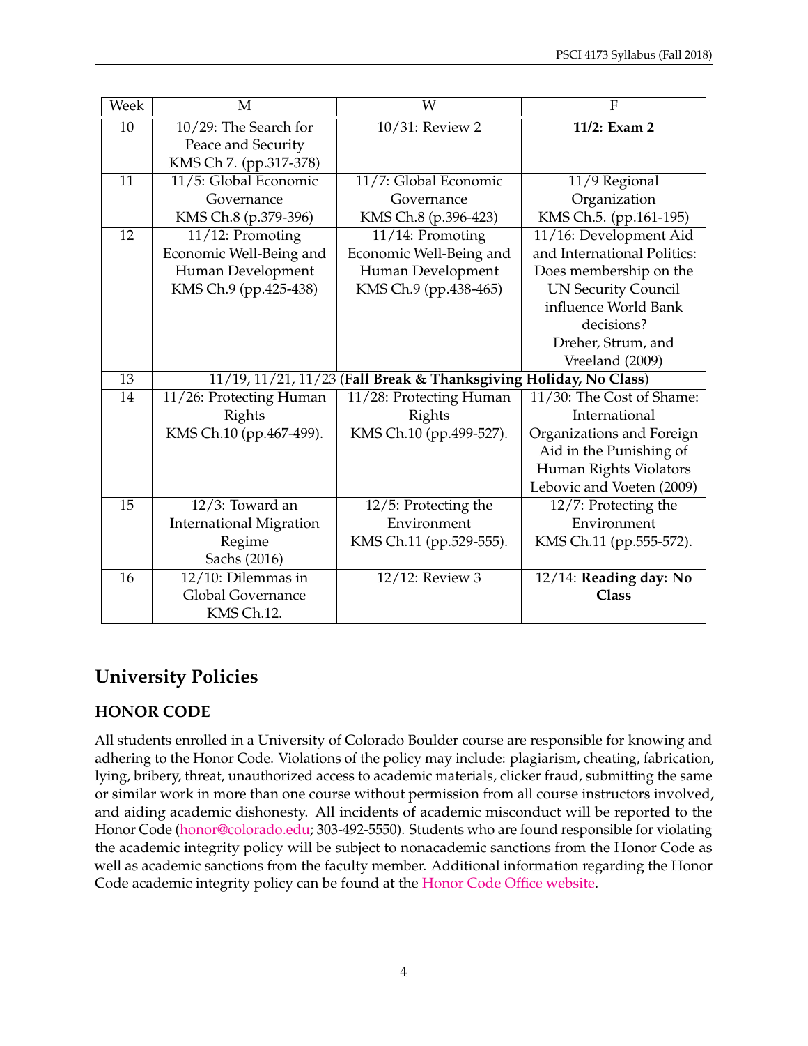| Week | M | W | F |
|---|---|---|---|
| 10 | 10/29: The Search for Peace and Security KMS Ch 7. (pp.317-378) | 10/31: Review 2 | **11/2: Exam 2** |
| 11 | 11/5: Global Economic Governance KMS Ch.8 (p.379-396) | 11/7: Global Economic Governance KMS Ch.8 (p.396-423) | 11/9 Regional Organization KMS Ch.5. (pp.161-195) |
| 12 | 11/12: Promoting Economic Well-Being and Human Development KMS Ch.9 (pp.425-438) | 11/14: Promoting Economic Well-Being and Human Development KMS Ch.9 (pp.438-465) | 11/16: Development Aid and International Politics: Does membership on the UN Security Council influence World Bank decisions? Dreher, Strum, and Vreeland (2009) |
| 13 | 11/19, 11/21, 11/23 (**Fall Break & Thanksgiving Holiday, No Class**) | | |
| 14 | 11/26: Protecting Human Rights KMS Ch.10 (pp.467-499). | 11/28: Protecting Human Rights KMS Ch.10 (pp.499-527). | 11/30: The Cost of Shame: International Organizations and Foreign Aid in the Punishing of Human Rights Violators Lebovic and Voeten (2009) |
| 15 | 12/3: Toward an International Migration Regime Sachs (2016) | 12/5: Protecting the Environment KMS Ch.11 (pp.529-555). | 12/7: Protecting the Environment KMS Ch.11 (pp.555-572). |
| 16 | 12/10: Dilemmas in Global Governance KMS Ch.12. | 12/12: Review 3 | 12/14: **Reading day: No Class** |

## University Policies

### HONOR CODE

All students enrolled in a University of Colorado Boulder course are responsible for knowing and adhering to the Honor Code. Violations of the policy may include: plagiarism, cheating, fabrication, lying, bribery, threat, unauthorized access to academic materials, clicker fraud, submitting the same or similar work in more than one course without permission from all course instructors involved, and aiding academic dishonesty. All incidents of academic misconduct will be reported to the Honor Code (honor@colorado.edu; 303-492-5550). Students who are found responsible for violating the academic integrity policy will be subject to nonacademic sanctions from the Honor Code as well as academic sanctions from the faculty member. Additional information regarding the Honor Code academic integrity policy can be found at the Honor Code Office website.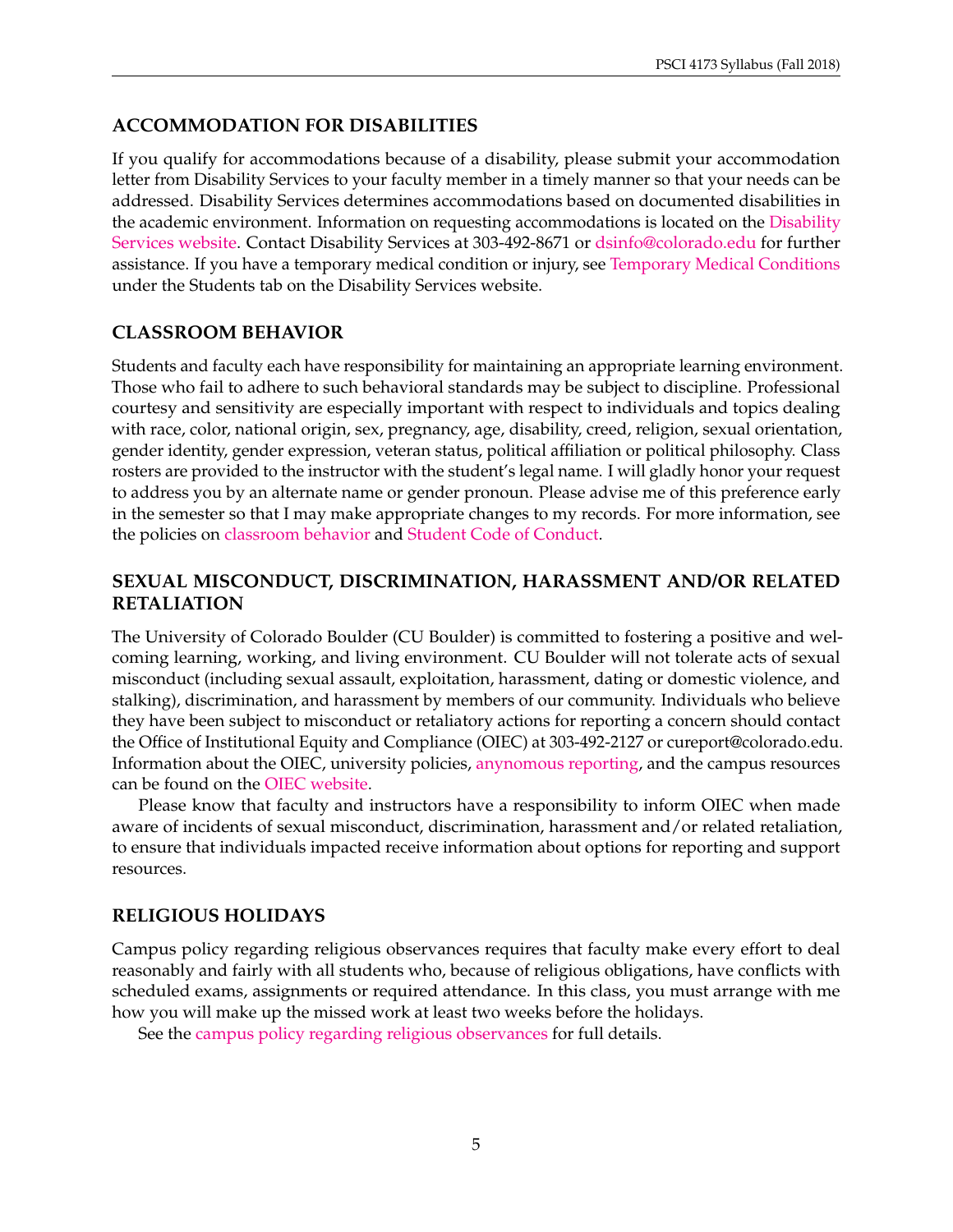## ACCOMMODATION FOR DISABILITIES

If you qualify for accommodations because of a disability, please submit your accommodation letter from Disability Services to your faculty member in a timely manner so that your needs can be addressed. Disability Services determines accommodations based on documented disabilities in the academic environment. Information on requesting accommodations is located on the Disability Services website. Contact Disability Services at 303-492-8671 or dsinfo@colorado.edu for further assistance. If you have a temporary medical condition or injury, see Temporary Medical Conditions under the Students tab on the Disability Services website.

## CLASSROOM BEHAVIOR

Students and faculty each have responsibility for maintaining an appropriate learning environment. Those who fail to adhere to such behavioral standards may be subject to discipline. Professional courtesy and sensitivity are especially important with respect to individuals and topics dealing with race, color, national origin, sex, pregnancy, age, disability, creed, religion, sexual orientation, gender identity, gender expression, veteran status, political affiliation or political philosophy. Class rosters are provided to the instructor with the student's legal name. I will gladly honor your request to address you by an alternate name or gender pronoun. Please advise me of this preference early in the semester so that I may make appropriate changes to my records. For more information, see the policies on classroom behavior and Student Code of Conduct.

## SEXUAL MISCONDUCT, DISCRIMINATION, HARASSMENT AND/OR RELATED RETALIATION

The University of Colorado Boulder (CU Boulder) is committed to fostering a positive and welcoming learning, working, and living environment. CU Boulder will not tolerate acts of sexual misconduct (including sexual assault, exploitation, harassment, dating or domestic violence, and stalking), discrimination, and harassment by members of our community. Individuals who believe they have been subject to misconduct or retaliatory actions for reporting a concern should contact the Office of Institutional Equity and Compliance (OIEC) at 303-492-2127 or cureport@colorado.edu. Information about the OIEC, university policies, anynomous reporting, and the campus resources can be found on the OIEC website.

Please know that faculty and instructors have a responsibility to inform OIEC when made aware of incidents of sexual misconduct, discrimination, harassment and/or related retaliation, to ensure that individuals impacted receive information about options for reporting and support resources.

## RELIGIOUS HOLIDAYS

Campus policy regarding religious observances requires that faculty make every effort to deal reasonably and fairly with all students who, because of religious obligations, have conflicts with scheduled exams, assignments or required attendance. In this class, you must arrange with me how you will make up the missed work at least two weeks before the holidays.

See the campus policy regarding religious observances for full details.